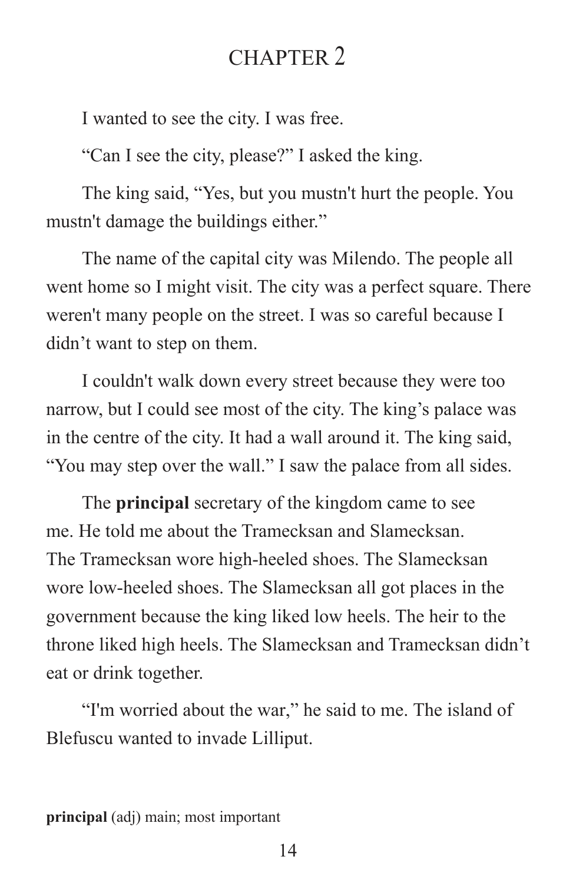# CHAPTER 2

I wanted to see the city. I was free.

"Can I see the city, please?" I asked the king.

The king said, "Yes, but you mustn't hurt the people. You mustn't damage the buildings either."

The name of the capital city was Milendo. The people all went home so I might visit. The city was a perfect square. There weren't many people on the street. I was so careful because I didn't want to step on them.

I couldn't walk down every street because they were too narrow, but I could see most of the city. The king's palace was in the centre of the city. It had a wall around it. The king said, "You may step over the wall." I saw the palace from all sides.

The **principal** secretary of the kingdom came to see me. He told me about the Tramecksan and Slamecksan. The Tramecksan wore high-heeled shoes. The Slamecksan wore low-heeled shoes. The Slamecksan all got places in the government because the king liked low heels. The heir to the throne liked high heels. The Slamecksan and Tramecksan didn't eat or drink together.

"I'm worried about the war," he said to me. The island of Blefuscu wanted to invade Lilliput.

**principal** (adj) main; most important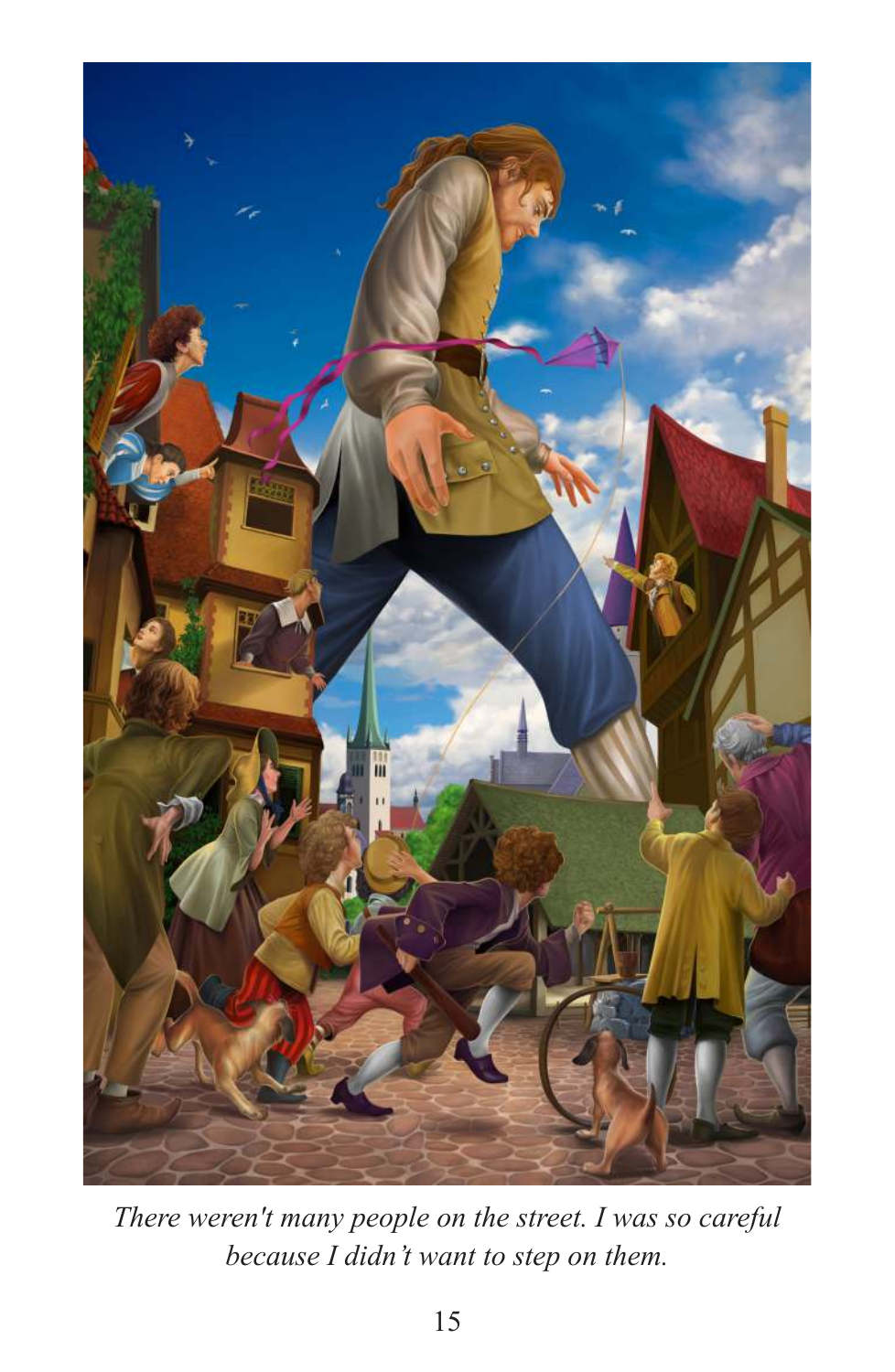*There weren't many people on the street. I was so careful because I didn't want to step on them.*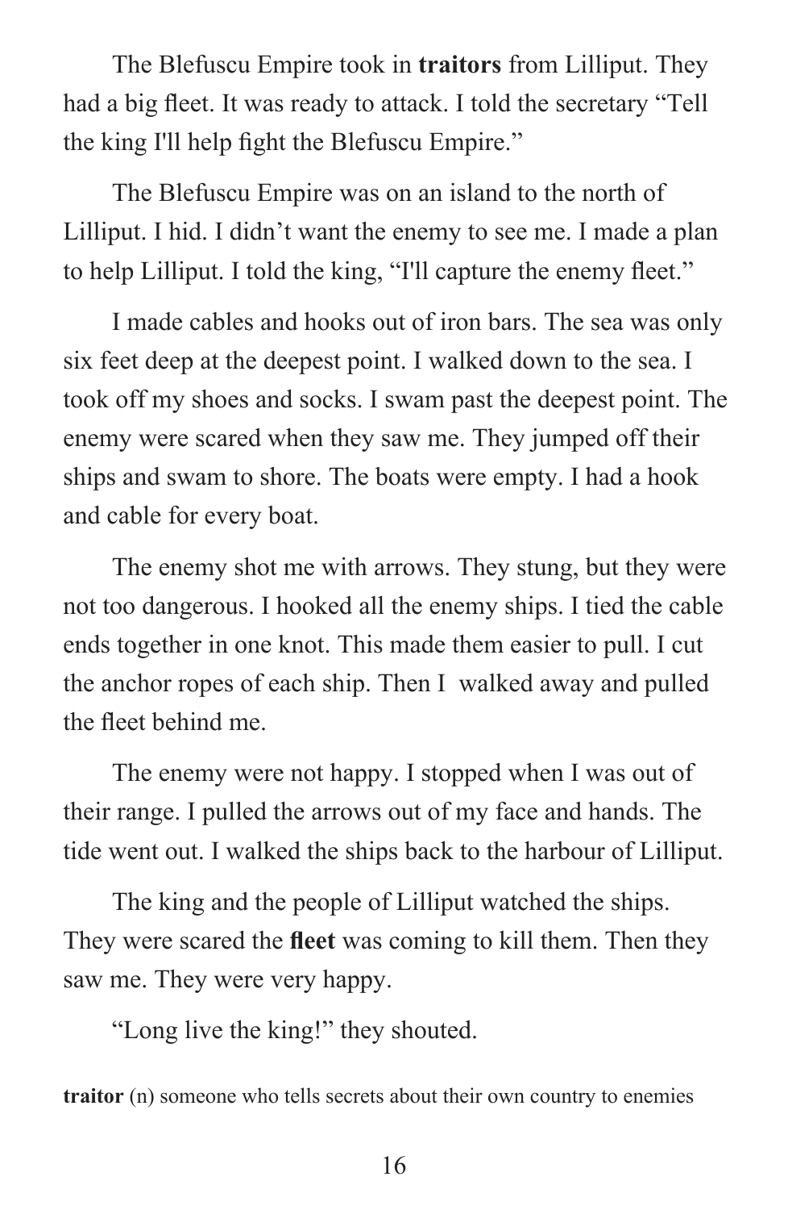The Blefuscu Empire took in **traitors** from Lilliput. They had a big fleet. It was ready to attack. I told the secretary "Tell the king I'll help fight the Blefuscu Empire."

The Blefuscu Empire was on an island to the north of Lilliput. I hid. I didn't want the enemy to see me. I made a plan to help Lilliput. I told the king, "I'll capture the enemy fleet."

I made cables and hooks out of iron bars. The sea was only six feet deep at the deepest point. I walked down to the sea. I took off my shoes and socks. I swam past the deepest point. The enemy were scared when they saw me. They jumped off their ships and swam to shore. The boats were empty. I had a hook and cable for every boat.

The enemy shot me with arrows. They stung, but they were not too dangerous. I hooked all the enemy ships. I tied the cable ends together in one knot. This made them easier to pull. I cut the anchor ropes of each ship. Then I walked away and pulled the fleet behind me.

The enemy were not happy. I stopped when I was out of their range. I pulled the arrows out of my face and hands. The tide went out. I walked the ships back to the harbour of Lilliput.

The king and the people of Lilliput watched the ships. They were scared the **fleet** was coming to kill them. Then they saw me. They were very happy.

"Long live the king!" they shouted.

**traitor** (n) someone who tells secrets about their own country to enemies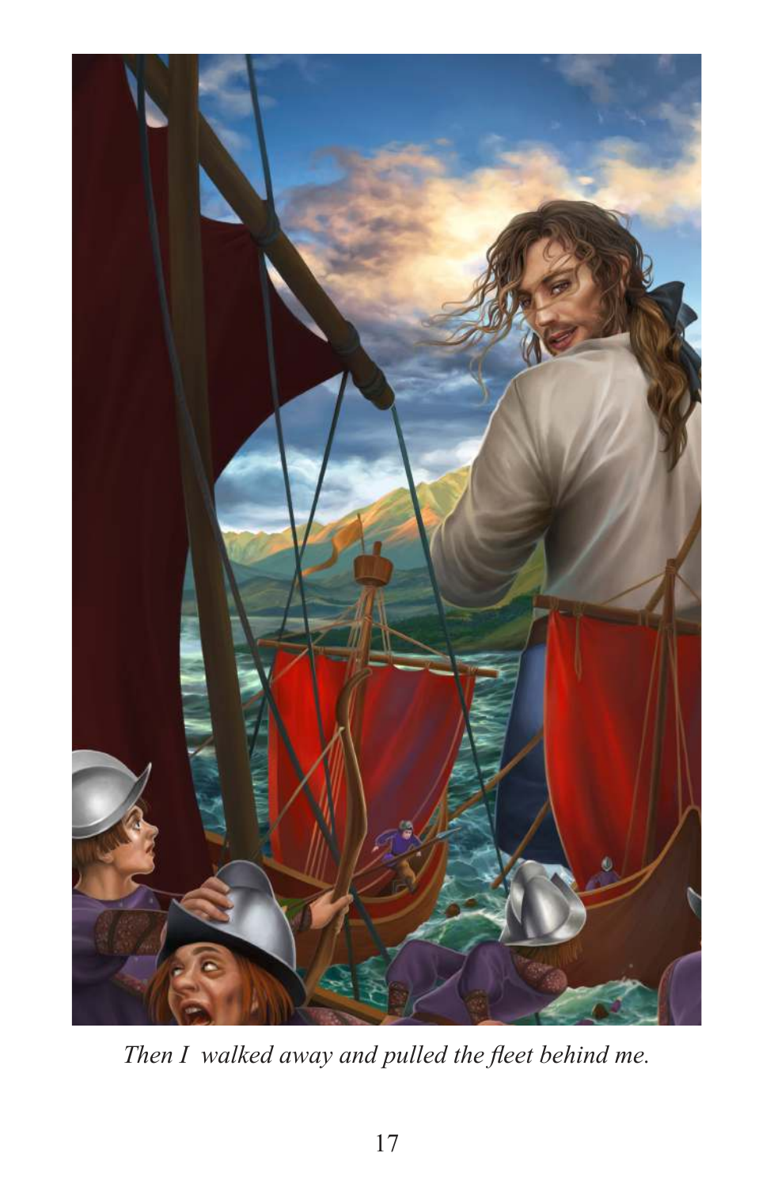*Then I  walked away and pulled the fleet behind me.*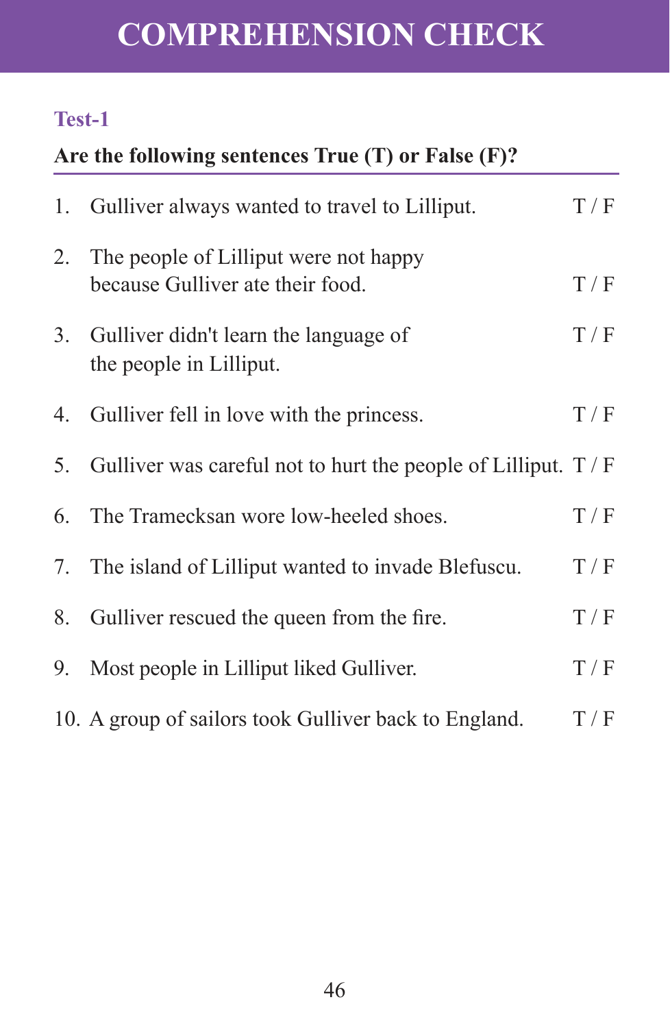# COMPREHENSION CHECK

## Test-1

**Are the following sentences True (T) or False (F)?**

1. Gulliver always wanted to travel to Lilliput. T / F
2. The people of Lilliput were not happy because Gulliver ate their food. T / F
3. Gulliver didn't learn the language of the people in Lilliput. T / F
4. Gulliver fell in love with the princess. T / F
5. Gulliver was careful not to hurt the people of Lilliput. T / F
6. The Tramecksan wore low-heeled shoes. T / F
7. The island of Lilliput wanted to invade Blefuscu. T / F
8. Gulliver rescued the queen from the fire. T / F
9. Most people in Lilliput liked Gulliver. T / F
10. A group of sailors took Gulliver back to England. T / F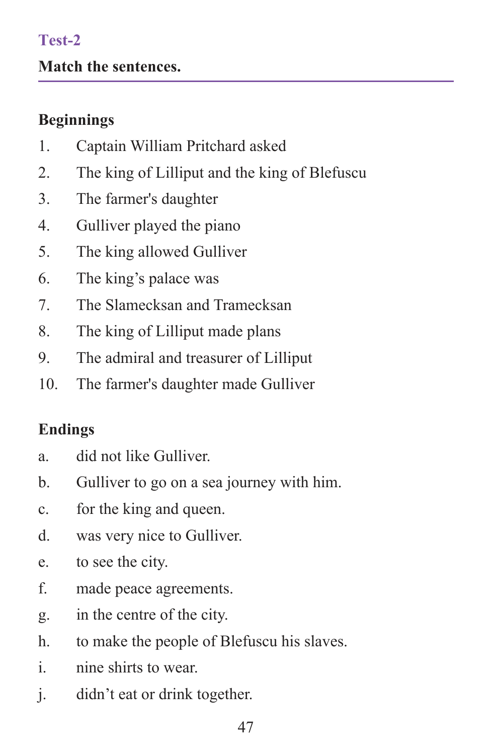## Test-2

**Match the sentences.**

### Beginnings

1. Captain William Pritchard asked
2. The king of Lilliput and the king of Blefuscu
3. The farmer's daughter
4. Gulliver played the piano
5. The king allowed Gulliver
6. The king’s palace was
7. The Slamecksan and Tramecksan
8. The king of Lilliput made plans
9. The admiral and treasurer of Lilliput
10. The farmer's daughter made Gulliver

### Endings

a. did not like Gulliver.
b. Gulliver to go on a sea journey with him.
c. for the king and queen.
d. was very nice to Gulliver.
e. to see the city.
f. made peace agreements.
g. in the centre of the city.
h. to make the people of Blefuscu his slaves.
i. nine shirts to wear.
j. didn’t eat or drink together.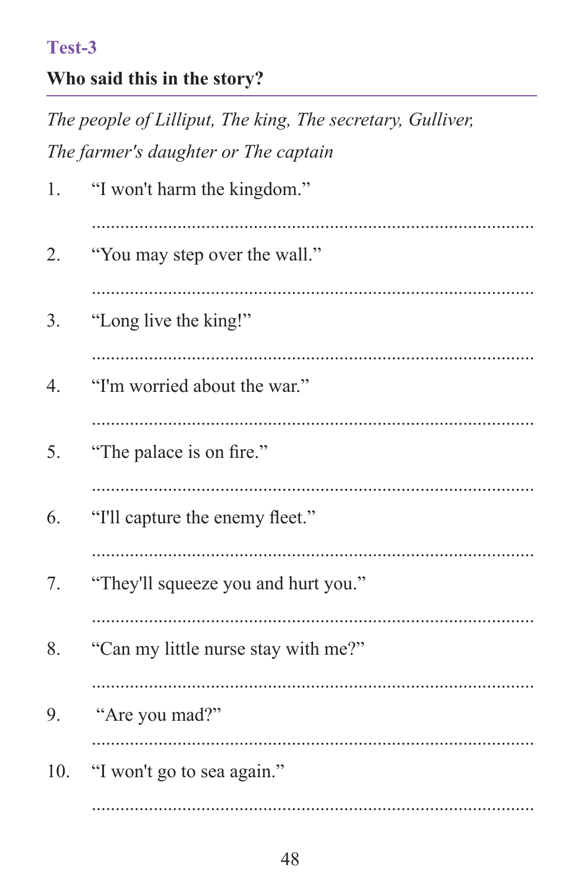## Test-3

### Who said this in the story?

*The people of Lilliput, The king, The secretary, Gulliver, The farmer's daughter or The captain*

1. "I won't harm the kingdom."

   ..........................................................................................

2. "You may step over the wall."

   ..........................................................................................

3. "Long live the king!"

   ..........................................................................................

4. "I'm worried about the war."

   ..........................................................................................

5. "The palace is on fire."

   ..........................................................................................

6. "I'll capture the enemy fleet."

   ..........................................................................................

7. "They'll squeeze you and hurt you."

   ..........................................................................................

8. "Can my little nurse stay with me?"

   ..........................................................................................

9. "Are you mad?"

   ..........................................................................................

10. "I won't go to sea again."

    ..........................................................................................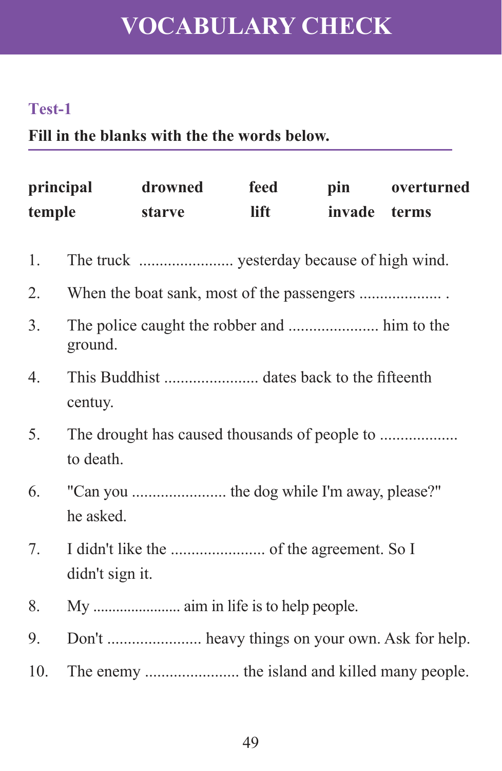# VOCABULARY CHECK

## Test-1

**Fill in the blanks with the the words below.**

| | | | | |
|---|---|---|---|---|
| **principal** | **drowned** | **feed** | **pin** | **overturned** |
| **temple** | **starve** | **lift** | **invade** | **terms** |

1. The truck ...................... yesterday because of high wind.
2. When the boat sank, most of the passengers ................... .
3. The police caught the robber and ..................... him to the ground.
4. This Buddhist ...................... dates back to the fifteenth centuy.
5. The drought has caused thousands of people to .................. to death.
6. "Can you ...................... the dog while I'm away, please?" he asked.
7. I didn't like the ...................... of the agreement. So I didn't sign it.
8. My ...................... aim in life is to help people.
9. Don't ...................... heavy things on your own. Ask for help.
10. The enemy ...................... the island and killed many people.